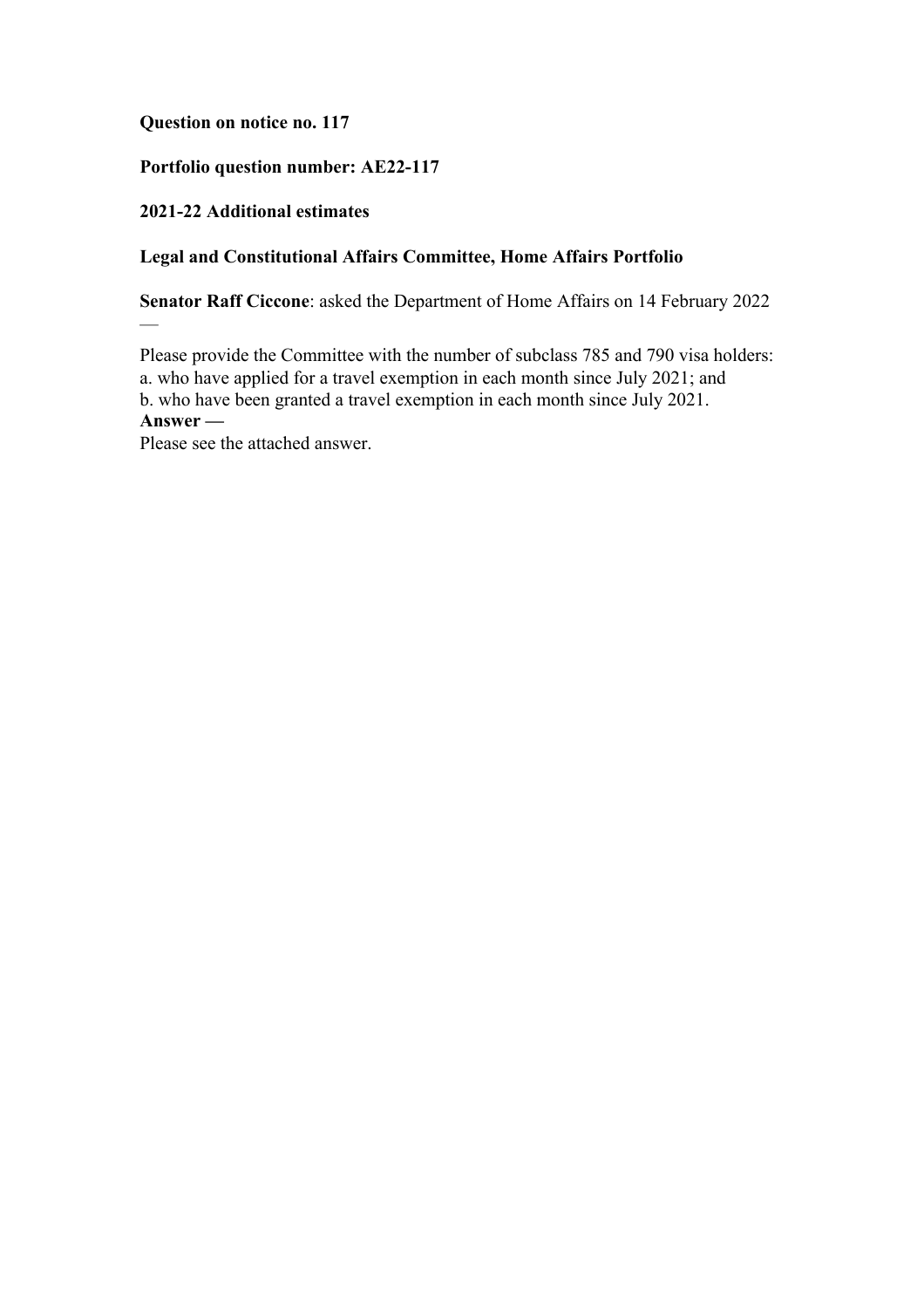**Question on notice no. 117**

**Portfolio question number: AE22-117**

**2021-22 Additional estimates**

**Legal and Constitutional Affairs Committee, Home Affairs Portfolio**

**Senator Raff Ciccone**: asked the Department of Home Affairs on 14 February 2022 —

Please provide the Committee with the number of subclass 785 and 790 visa holders:
a. who have applied for a travel exemption in each month since July 2021; and
b. who have been granted a travel exemption in each month since July 2021.

**Answer —**

Please see the attached answer.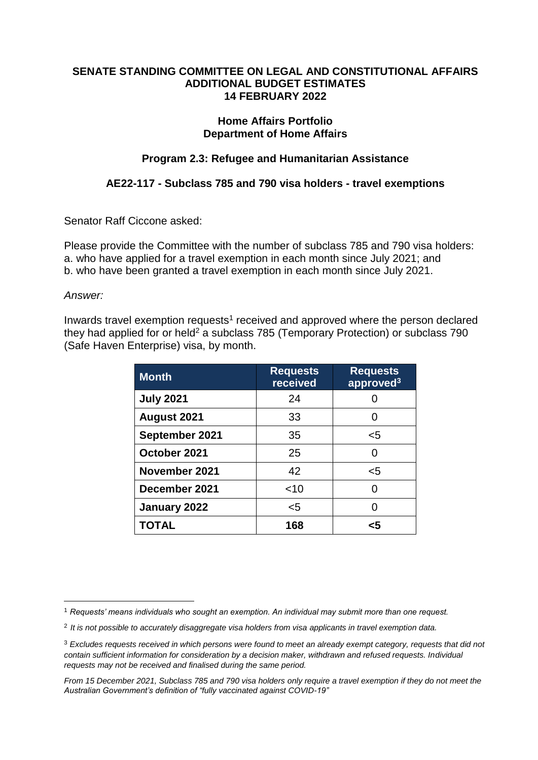**SENATE STANDING COMMITTEE ON LEGAL AND CONSTITUTIONAL AFFAIRS**
**ADDITIONAL BUDGET ESTIMATES**
**14 FEBRUARY 2022**

**Home Affairs Portfolio**
**Department of Home Affairs**

**Program 2.3: Refugee and Humanitarian Assistance**

**AE22-117 - Subclass 785 and 790 visa holders - travel exemptions**

Senator Raff Ciccone asked:

Please provide the Committee with the number of subclass 785 and 790 visa holders:
a. who have applied for a travel exemption in each month since July 2021; and
b. who have been granted a travel exemption in each month since July 2021.

*Answer:*

Inwards travel exemption requests[1] received and approved where the person declared they had applied for or held[2] a subclass 785 (Temporary Protection) or subclass 790 (Safe Haven Enterprise) visa, by month.

| Month | Requests received | Requests approved[3] |
|---|---|---|
| **July 2021** | 24 | 0 |
| **August 2021** | 33 | 0 |
| **September 2021** | 35 | <5 |
| **October 2021** | 25 | 0 |
| **November 2021** | 42 | <5 |
| **December 2021** | <10 | 0 |
| **January 2022** | <5 | 0 |
| **TOTAL** | **168** | **<5** |

[1] *Requests' means individuals who sought an exemption. An individual may submit more than one request.*

[2] *It is not possible to accurately disaggregate visa holders from visa applicants in travel exemption data.*

[3] *Excludes requests received in which persons were found to meet an already exempt category, requests that did not contain sufficient information for consideration by a decision maker, withdrawn and refused requests. Individual requests may not be received and finalised during the same period.*

*From 15 December 2021, Subclass 785 and 790 visa holders only require a travel exemption if they do not meet the Australian Government's definition of "fully vaccinated against COVID-19"*